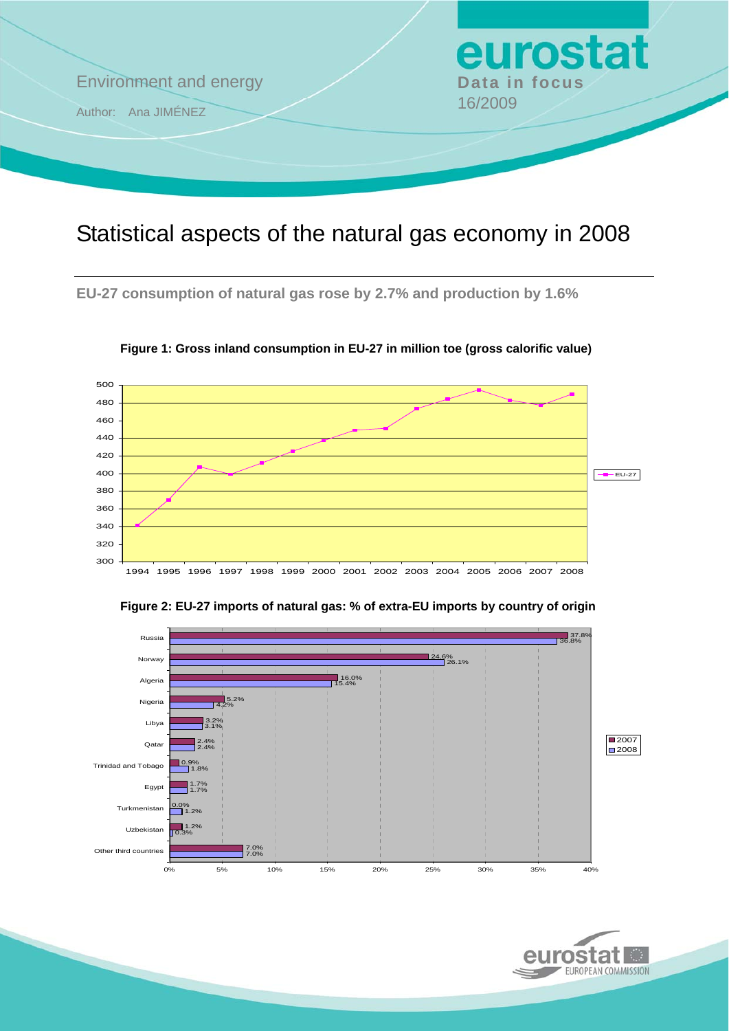Environment and energy

Author: Ana JIMÉNEZ

**eurostat**
**Data in focus**
16/2009

# Statistical aspects of the natural gas economy in 2008

## EU-27 consumption of natural gas rose by 2.7% and production by 1.6%

**Figure 1: Gross inland consumption in EU-27 in million toe (gross calorific value)**

**Figure 2: EU-27 imports of natural gas: % of extra-EU imports by country of origin**

| Country of origin | 2007 | 2008 |
|---|---|---|
| Russia | 37.8% | 36.8% |
| Norway | 24.6% | 26.1% |
| Algeria | 16.0% | 15.4% |
| Nigeria | 5.2% | 4.2% |
| Libya | 3.2% | 3.1% |
| Qatar | 2.4% | 2.4% |
| Trinidad and Tobago | 0.9% | 1.8% |
| Egypt | 1.7% | 1.7% |
| Turkmenistan | 0.0% | 1.2% |
| Uzbekistan | 1.2% | 0.3% |
| Other third countries | 7.0% | 7.0% |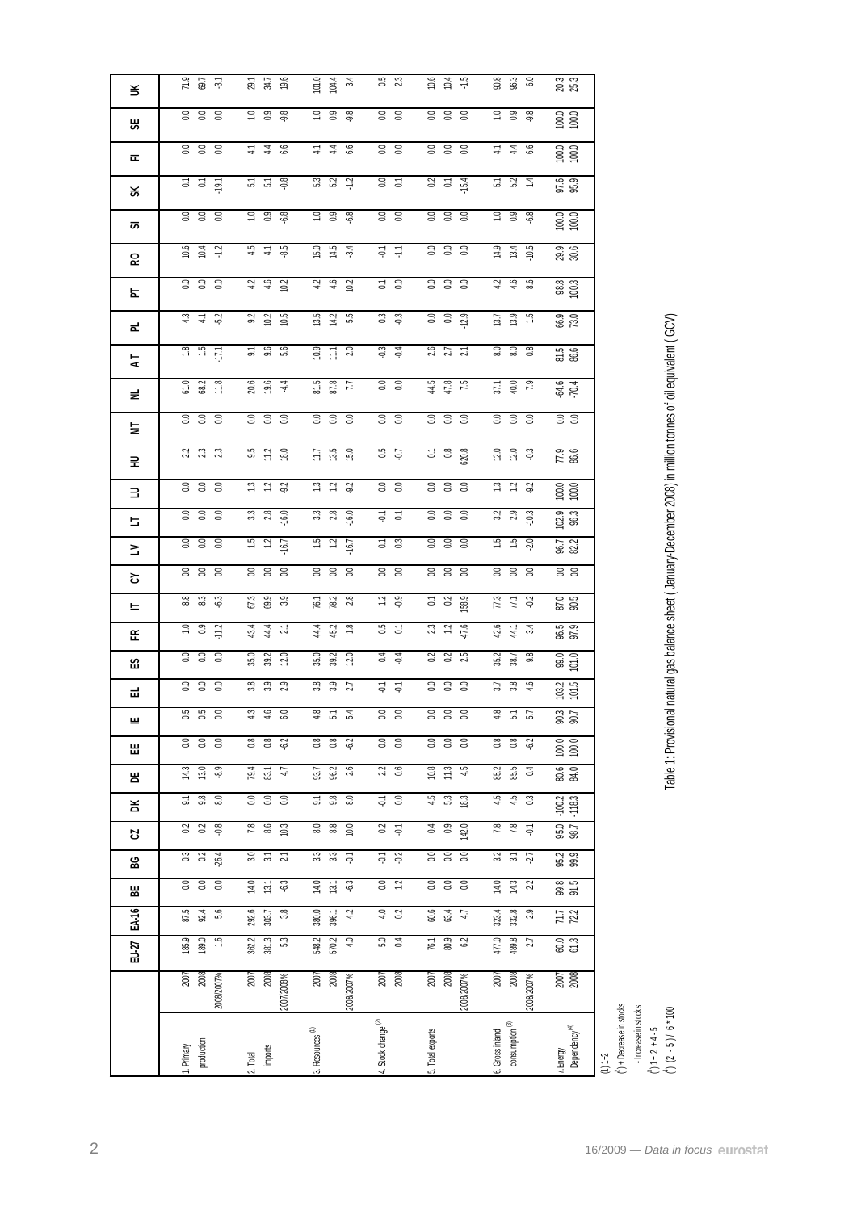Table 1: Provisional natural gas balance sheet ( January-December 2008) in million tonnes of oil equivalent (GCV)

| | | EU-27 | EA-16 | BE | BG | CZ | DK | DE | EE | IE | EL | ES | FR | IT | CY | LV | LT | LU | HU | MT | NL | AT | PL | PT | RO | SI | SK | FI | SE | UK |
|---|---|---|---|---|---|---|---|---|---|---|---|---|---|---|---|---|---|---|---|---|---|---|---|---|---|---|---|---|---|---|
| 1. Primary production | 2007 | 185.9 | 87.5 | 0.0 | 0.3 | 0.2 | 9.1 | 14.3 | 0.0 | 0.5 | 0.0 | 0.0 | 1.0 | 8.8 | 0.0 | 0.0 | 0.0 | 0.0 | 2.2 | 0.0 | 61.0 | 1.8 | 4.3 | 0.0 | 10.6 | 0.0 | 0.1 | 0.0 | 0.0 | 71.9 |
| | 2008 | 189.0 | 92.4 | 0.0 | 0.2 | 0.2 | 9.8 | 13.0 | 0.0 | 0.5 | 0.0 | 0.0 | 0.9 | 8.3 | 0.0 | 0.0 | 0.0 | 0.0 | 2.3 | 0.0 | 68.2 | 1.5 | 4.1 | 0.0 | 10.4 | 0.0 | 0.1 | 0.0 | 0.0 | 69.7 |
| | 2008/2007% | 1.6 | 5.6 | 0.0 | -26.4 | -0.8 | 8.0 | -8.9 | 0.0 | 0.0 | 0.0 | 0.0 | -11.2 | -6.3 | 0.0 | 0.0 | 0.0 | 0.0 | 2.3 | 0.0 | 11.8 | -17.1 | -6.2 | 0.0 | -1.2 | 0.0 | -19.1 | 0.0 | 0.0 | -3.1 |
| 2. Total imports | 2007 | 362.2 | 292.6 | 14.0 | 3.0 | 7.8 | 0.0 | 79.4 | 0.8 | 4.3 | 3.8 | 35.0 | 43.4 | 67.3 | 0.0 | 1.5 | 3.3 | 1.3 | 9.5 | 0.0 | 20.6 | 9.1 | 9.2 | 4.2 | 4.5 | 1.0 | 5.1 | 4.1 | 1.0 | 29.1 |
| | 2008 | 381.3 | 303.7 | 13.1 | 3.1 | 8.6 | 0.0 | 83.1 | 0.8 | 4.6 | 3.9 | 39.2 | 44.4 | 69.9 | 0.0 | 1.2 | 2.8 | 1.2 | 11.2 | 0.0 | 19.6 | 9.6 | 10.2 | 4.6 | 4.1 | 0.9 | 5.1 | 4.4 | 0.9 | 34.7 |
| | 2007/2008% | 5.3 | 3.8 | -6.3 | 2.1 | 10.3 | 0.0 | 4.7 | -6.2 | 6.0 | 2.9 | 12.0 | 2.1 | 3.9 | 0.0 | -16.7 | -16.0 | -9.2 | 18.0 | 0.0 | -4.4 | 5.6 | 10.5 | 10.2 | -8.5 | -6.8 | -0.8 | 6.6 | -9.8 | 19.6 |
| 3. Resources (1) | 2007 | 548.2 | 380.0 | 14.0 | 3.3 | 8.0 | 9.1 | 93.7 | 0.8 | 4.8 | 3.8 | 35.0 | 44.4 | 76.1 | 0.0 | 1.5 | 3.3 | 1.3 | 11.7 | 0.0 | 81.5 | 10.9 | 13.5 | 4.2 | 15.0 | 1.0 | 5.3 | 4.1 | 1.0 | 101.0 |
| | 2008 | 570.2 | 396.1 | 13.1 | 3.3 | 8.8 | 9.8 | 96.2 | 0.8 | 5.1 | 3.9 | 39.2 | 45.2 | 78.2 | 0.0 | 1.2 | 2.8 | 1.2 | 13.5 | 0.0 | 87.8 | 11.1 | 14.2 | 4.6 | 14.5 | 0.9 | 5.2 | 4.4 | 0.9 | 104.4 |
| | 2008/2007% | 4.0 | 4.2 | -6.3 | -0.1 | 10.0 | 8.0 | 2.6 | -6.2 | 5.4 | 2.7 | 12.0 | 1.8 | 2.8 | 0.0 | -16.7 | -16.0 | -9.2 | 15.0 | 0.0 | 7.7 | 2.0 | 5.5 | 10.2 | -3.4 | -6.8 | -1.2 | 6.6 | -9.8 | 3.4 |
| 4. Stock change (2) | 2007 | 5.0 | 4.0 | 0.0 | -0.1 | 0.2 | -0.1 | 2.2 | 0.0 | 0.0 | -0.1 | 0.4 | 0.5 | 1.2 | 0.0 | 0.1 | -0.1 | 0.0 | 0.5 | 0.0 | 0.0 | -0.3 | 0.3 | 0.1 | -0.1 | 0.0 | 0.0 | 0.0 | 0.0 | 0.5 |
| | 2008 | 0.4 | 0.2 | 1.2 | -0.2 | -0.1 | 0.0 | 0.6 | 0.0 | 0.0 | -0.1 | -0.4 | 0.1 | -0.9 | 0.0 | 0.3 | 0.1 | 0.0 | -0.7 | 0.0 | 0.0 | -0.4 | -0.3 | 0.0 | -1.1 | 0.0 | 0.1 | 0.0 | 0.0 | 2.3 |
| 5. Total exports | 2007 | 76.1 | 60.6 | 0.0 | 0.0 | 0.4 | 4.5 | 10.8 | 0.0 | 0.0 | 0.0 | 0.2 | 2.3 | 0.1 | 0.0 | 0.0 | 0.0 | 0.0 | 0.1 | 0.0 | 44.5 | 2.6 | 0.0 | 0.0 | 0.0 | 0.0 | 0.2 | 0.0 | 0.0 | 10.6 |
| | 2008 | 80.9 | 63.4 | 0.0 | 0.0 | 0.9 | 5.3 | 11.3 | 0.0 | 0.0 | 0.0 | 0.2 | 1.2 | 0.2 | 0.0 | 0.0 | 0.0 | 0.0 | 0.8 | 0.0 | 47.8 | 2.7 | 0.0 | 0.0 | 0.0 | 0.0 | 0.1 | 0.0 | 0.0 | 10.4 |
| | 2008/2007% | 6.2 | 4.7 | 0.0 | 0.0 | 142.0 | 18.3 | 4.5 | 0.0 | 0.0 | 0.0 | 2.5 | -47.6 | 158.9 | 0.0 | 0.0 | 0.0 | 0.0 | 620.8 | 0.0 | 7.5 | 2.1 | -12.9 | 0.0 | 0.0 | 0.0 | -15.4 | 0.0 | 0.0 | -1.5 |
| 6. Gross inland consumption (3) | 2007 | 477.0 | 323.4 | 14.0 | 3.2 | 7.8 | 4.5 | 85.2 | 0.8 | 4.8 | 3.7 | 35.2 | 42.6 | 77.3 | 0.0 | 1.5 | 3.2 | 1.3 | 12.0 | 0.0 | 37.1 | 8.0 | 13.7 | 4.2 | 14.9 | 1.0 | 5.1 | 4.1 | 1.0 | 90.8 |
| | 2008 | 489.8 | 332.8 | 14.3 | 3.1 | 7.8 | 4.5 | 85.5 | 0.8 | 5.1 | 3.8 | 38.7 | 44.1 | 77.1 | 0.0 | 1.5 | 2.9 | 1.2 | 12.0 | 0.0 | 40.0 | 8.0 | 13.9 | 4.6 | 13.4 | 0.9 | 5.2 | 4.4 | 0.9 | 96.3 |
| | 2008/2007% | 2.7 | 2.9 | 2.2 | -2.7 | -0.1 | 0.3 | 0.4 | -6.2 | 5.7 | 4.6 | 9.8 | 3.4 | -0.2 | 0.0 | -2.0 | -10.3 | -9.2 | -0.3 | 0.0 | 7.9 | 0.8 | 1.5 | 8.6 | -10.5 | -6.8 | 1.4 | 6.6 | -9.8 | 6.0 |
| 7. Energy Dependency (4) | 2007 | 60.0 | 71.7 | 99.8 | 95.2 | 95.0 | -100.2 | 80.6 | 100.0 | 90.3 | 103.2 | 99.0 | 96.5 | 87.0 | 0.0 | 96.7 | 102.9 | 100.0 | 77.9 | 0.0 | -64.6 | 81.5 | 66.9 | 98.8 | 29.9 | 100.0 | 97.6 | 100.0 | 100.0 | 20.3 |
| | 2008 | 61.3 | 72.2 | 91.5 | 99.9 | 98.7 | -118.3 | 84.0 | 100.0 | 90.7 | 101.5 | 101.0 | 97.9 | 90.5 | 0.0 | 82.2 | 96.3 | 100.0 | 86.6 | 0.0 | -70.4 | 86.6 | 73.0 | 100.3 | 30.6 | 100.0 | 95.9 | 100.0 | 100.0 | 25.3 |

(1) 1+2
(2) + Decrease in stocks
- Increase in stocks
(3) 1 + 2 + 4 - 5
(4) (2 - 5) / 6 * 100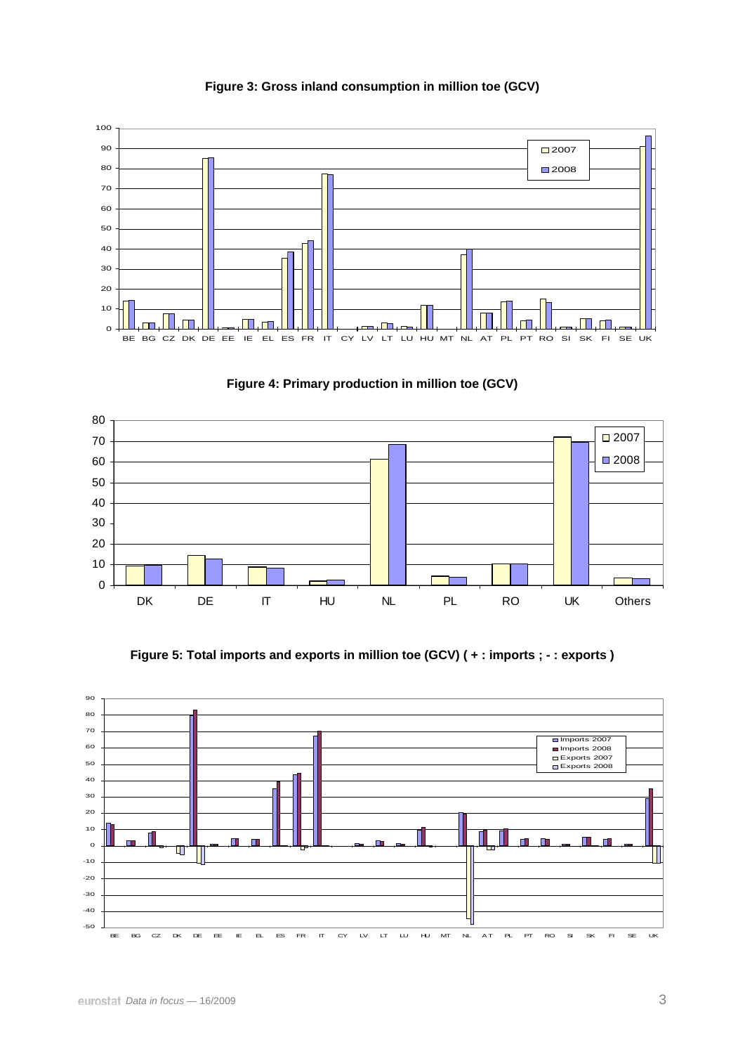**Figure 3: Gross inland consumption in million toe (GCV)**

**Figure 4: Primary production in million toe (GCV)**

**Figure 5: Total imports and exports in million toe (GCV) ( + : imports ; - : exports )**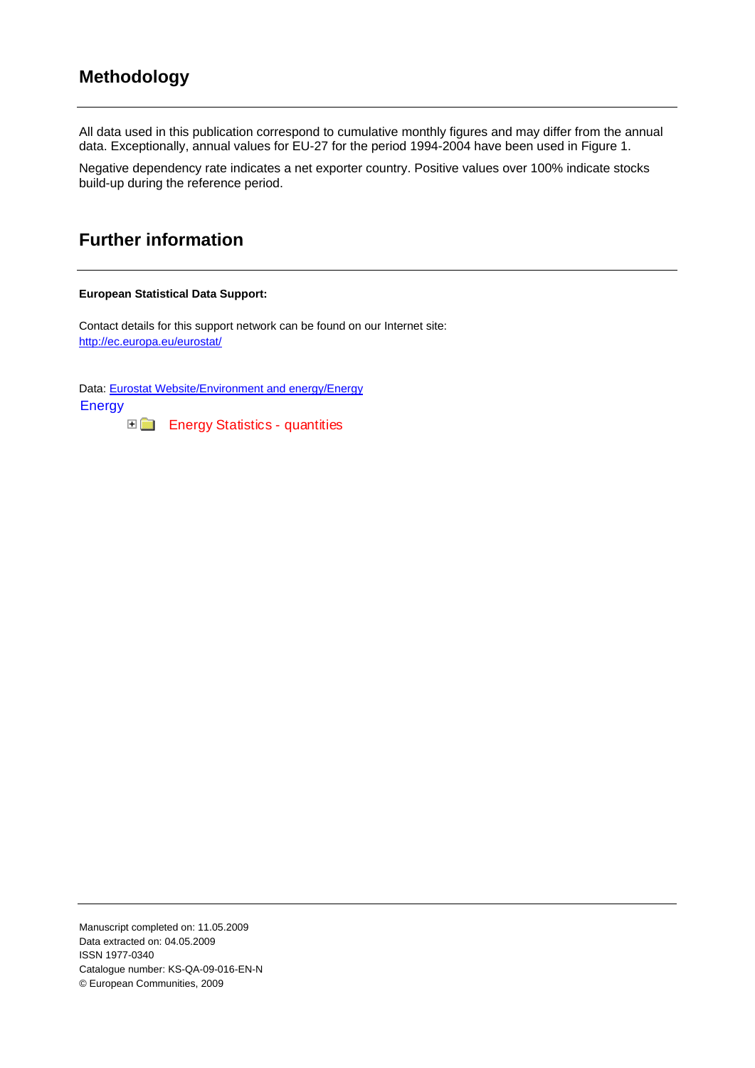## Methodology

All data used in this publication correspond to cumulative monthly figures and may differ from the annual data. Exceptionally, annual values for EU-27 for the period 1994-2004 have been used in Figure 1.

Negative dependency rate indicates a net exporter country. Positive values over 100% indicate stocks build-up during the reference period.

## Further information

**European Statistical Data Support:**

Contact details for this support network can be found on our Internet site:
[http://ec.europa.eu/eurostat/](http://ec.europa.eu/eurostat/)

Data: [Eurostat Website/Environment and energy/Energy](http://ec.europa.eu/eurostat/)

Energy

Energy Statistics - quantities

Manuscript completed on: 11.05.2009
Data extracted on: 04.05.2009
ISSN 1977-0340
Catalogue number: KS-QA-09-016-EN-N
© European Communities, 2009